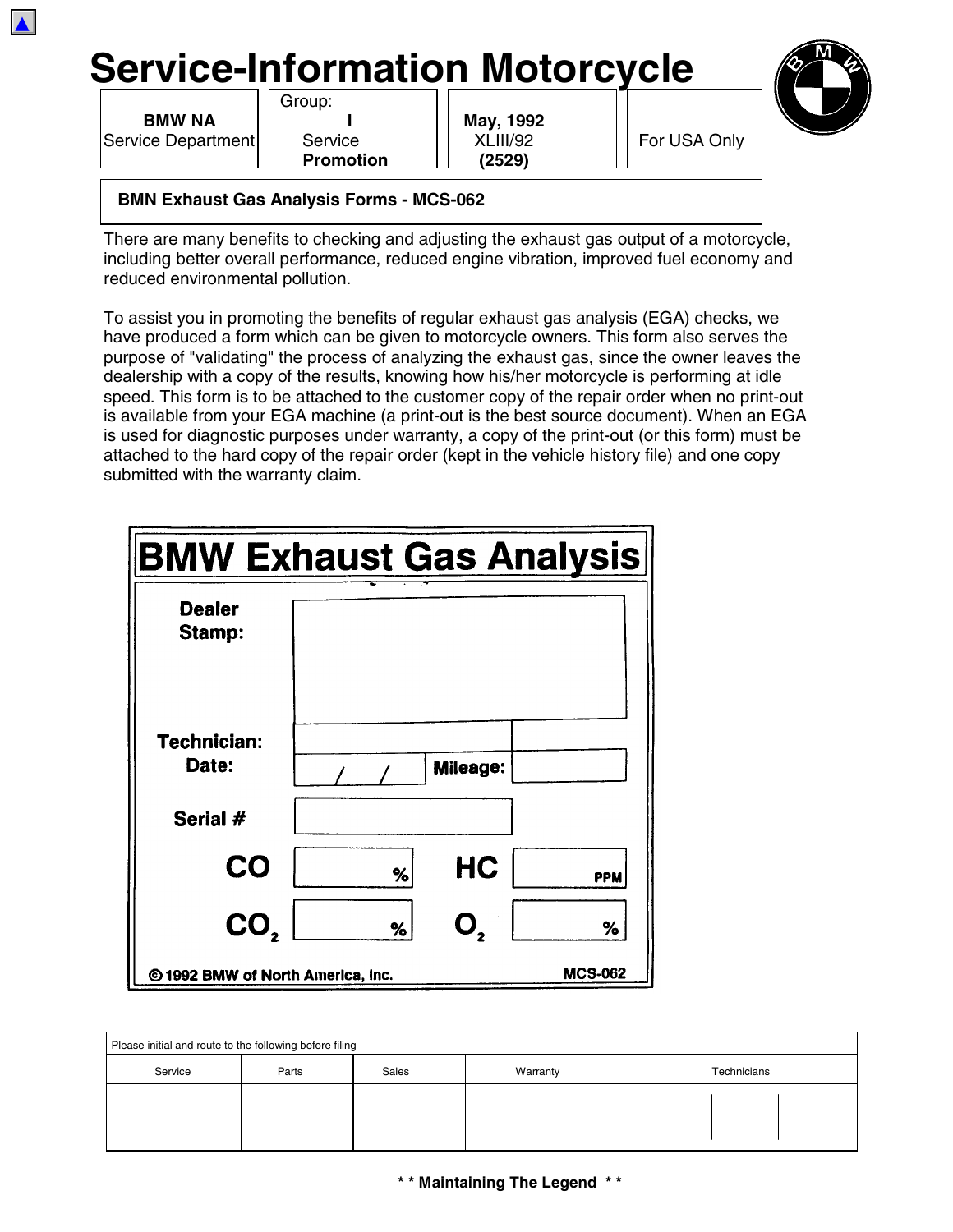# Service-Information Motorcycle

| BMW NA Service Department | Group: I Service **Promotion** | **May, 1992** XLIII/92 **(2529)** | For USA Only |
|---|---|---|---|

**BMN Exhaust Gas Analysis Forms - MCS-062**

There are many benefits to checking and adjusting the exhaust gas output of a motorcycle, including better overall performance, reduced engine vibration, improved fuel economy and reduced environmental pollution.

To assist you in promoting the benefits of regular exhaust gas analysis (EGA) checks, we have produced a form which can be given to motorcycle owners. This form also serves the purpose of "validating" the process of analyzing the exhaust gas, since the owner leaves the dealership with a copy of the results, knowing how his/her motorcycle is performing at idle speed. This form is to be attached to the customer copy of the repair order when no print-out is available from your EGA machine (a print-out is the best source document). When an EGA is used for diagnostic purposes under warranty, a copy of the print-out (or this form) must be attached to the hard copy of the repair order (kept in the vehicle history file) and one copy submitted with the warranty claim.

## BMW Exhaust Gas Analysis

**Dealer Stamp:**

**Technician:**

**Date:** / / **Mileage:**

**Serial #**

| | | | |
|---|---|---|---|
| **CO** | % | **HC** | PPM |
| **$CO_2$** | % | **$O_2$** | % |

© 1992 BMW of North America, Inc. MCS-062

| Please initial and route to the following before filing | | | | |
|---|---|---|---|---|
| Service | Parts | Sales | Warranty | Technicians |
| | | | | |

**\* \* Maintaining The Legend \* \***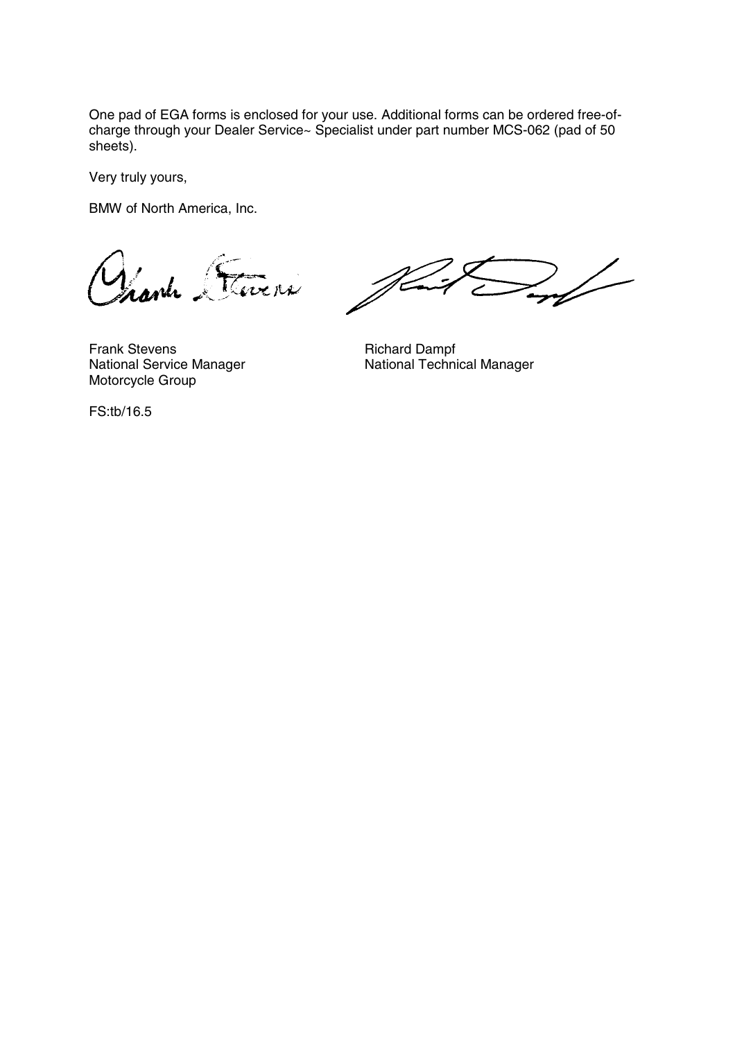One pad of EGA forms is enclosed for your use. Additional forms can be ordered free-of-charge through your Dealer Service~ Specialist under part number MCS-062 (pad of 50 sheets).

Very truly yours,

BMW of North America, Inc.

Frank Stevens
National Service Manager
Motorcycle Group

Richard Dampf
National Technical Manager

FS:tb/16.5